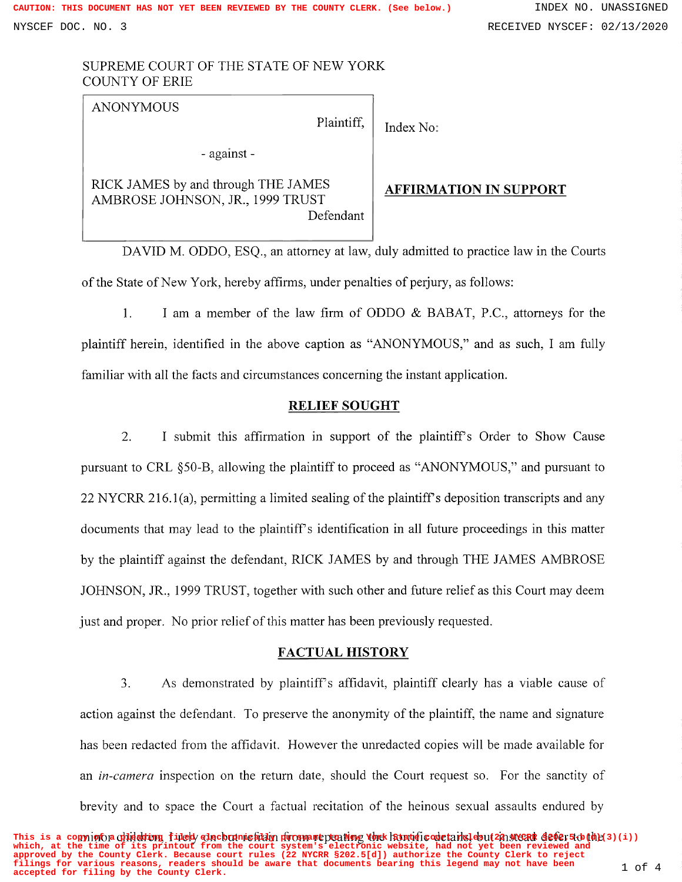SUPREME COURT OF THE STATE OF NEW YORK
COUNTY OF ERIE

| | |
|---|---|
| ANONYMOUS<br>Plaintiff,<br><br>- against -<br><br>RICK JAMES by and through THE JAMES AMBROSE JOHNSON, JR., 1999 TRUST<br>Defendant | Index No:<br><br>**AFFIRMATION IN SUPPORT** |

DAVID M. ODDO, ESQ., an attorney at law, duly admitted to practice law in the Courts of the State of New York, hereby affirms, under penalties of perjury, as follows:

1. I am a member of the law firm of ODDO & BABAT, P.C., attorneys for the plaintiff herein, identified in the above caption as "ANONYMOUS," and as such, I am fully familiar with all the facts and circumstances concerning the instant application.

## RELIEF SOUGHT

2. I submit this affirmation in support of the plaintiff's Order to Show Cause pursuant to CRL §50-B, allowing the plaintiff to proceed as "ANONYMOUS," and pursuant to 22 NYCRR 216.1(a), permitting a limited sealing of the plaintiff's deposition transcripts and any documents that may lead to the plaintiff's identification in all future proceedings in this matter by the plaintiff against the defendant, RICK JAMES by and through THE JAMES AMBROSE JOHNSON, JR., 1999 TRUST, together with such other and future relief as this Court may deem just and proper. No prior relief of this matter has been previously requested.

## FACTUAL HISTORY

3. As demonstrated by plaintiff's affidavit, plaintiff clearly has a viable cause of action against the defendant. To preserve the anonymity of the plaintiff, the name and signature has been redacted from the affidavit. However the unredacted copies will be made available for an *in-camera* inspection on the return date, should the Court request so. For the sanctity of brevity and to space the Court a factual recitation of the heinous sexual assaults endured by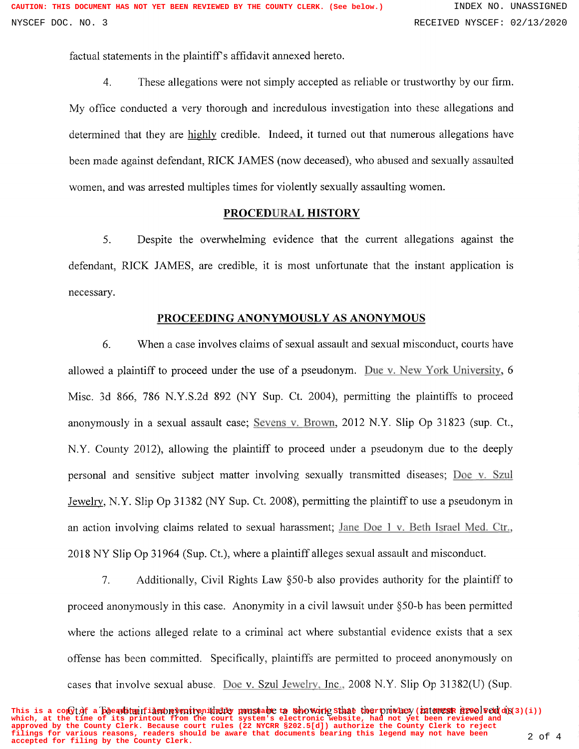factual statements in the plaintiff's affidavit annexed hereto.

4. These allegations were not simply accepted as reliable or trustworthy by our firm. My office conducted a very thorough and incredulous investigation into these allegations and determined that they are highly credible. Indeed, it turned out that numerous allegations have been made against defendant, RICK JAMES (now deceased), who abused and sexually assaulted women, and was arrested multiples times for violently sexually assaulting women.

## PROCEDURAL HISTORY

5. Despite the overwhelming evidence that the current allegations against the defendant, RICK JAMES, are credible, it is most unfortunate that the instant application is necessary.

## PROCEEDING ANONYMOUSLY AS ANONYMOUS

6. When a case involves claims of sexual assault and sexual misconduct, courts have allowed a plaintiff to proceed under the use of a pseudonym. Due v. New York University, 6 Misc. 3d 866, 786 N.Y.S.2d 892 (NY Sup. Ct. 2004), permitting the plaintiffs to proceed anonymously in a sexual assault case; Sevens v. Brown, 2012 N.Y. Slip Op 31823 (sup. Ct., N.Y. County 2012), allowing the plaintiff to proceed under a pseudonym due to the deeply personal and sensitive subject matter involving sexually transmitted diseases; Doe v. Szul Jewelry, N.Y. Slip Op 31382 (NY Sup. Ct. 2008), permitting the plaintiff to use a pseudonym in an action involving claims related to sexual harassment; Jane Doe 1 v. Beth Israel Med. Ctr., 2018 NY Slip Op 31964 (Sup. Ct.), where a plaintiff alleges sexual assault and misconduct.

7. Additionally, Civil Rights Law §50-b also provides authority for the plaintiff to proceed anonymously in this case. Anonymity in a civil lawsuit under §50-b has been permitted where the actions alleged relate to a criminal act where substantial evidence exists that a sex offense has been committed. Specifically, plaintiffs are permitted to proceed anonymously on cases that involve sexual abuse. Doe v. Szul Jewelry, Inc., 2008 N.Y. Slip Op 31382(U) (Sup. Ct.). To obtain anonymity, there must be a showing that the privacy interest involved is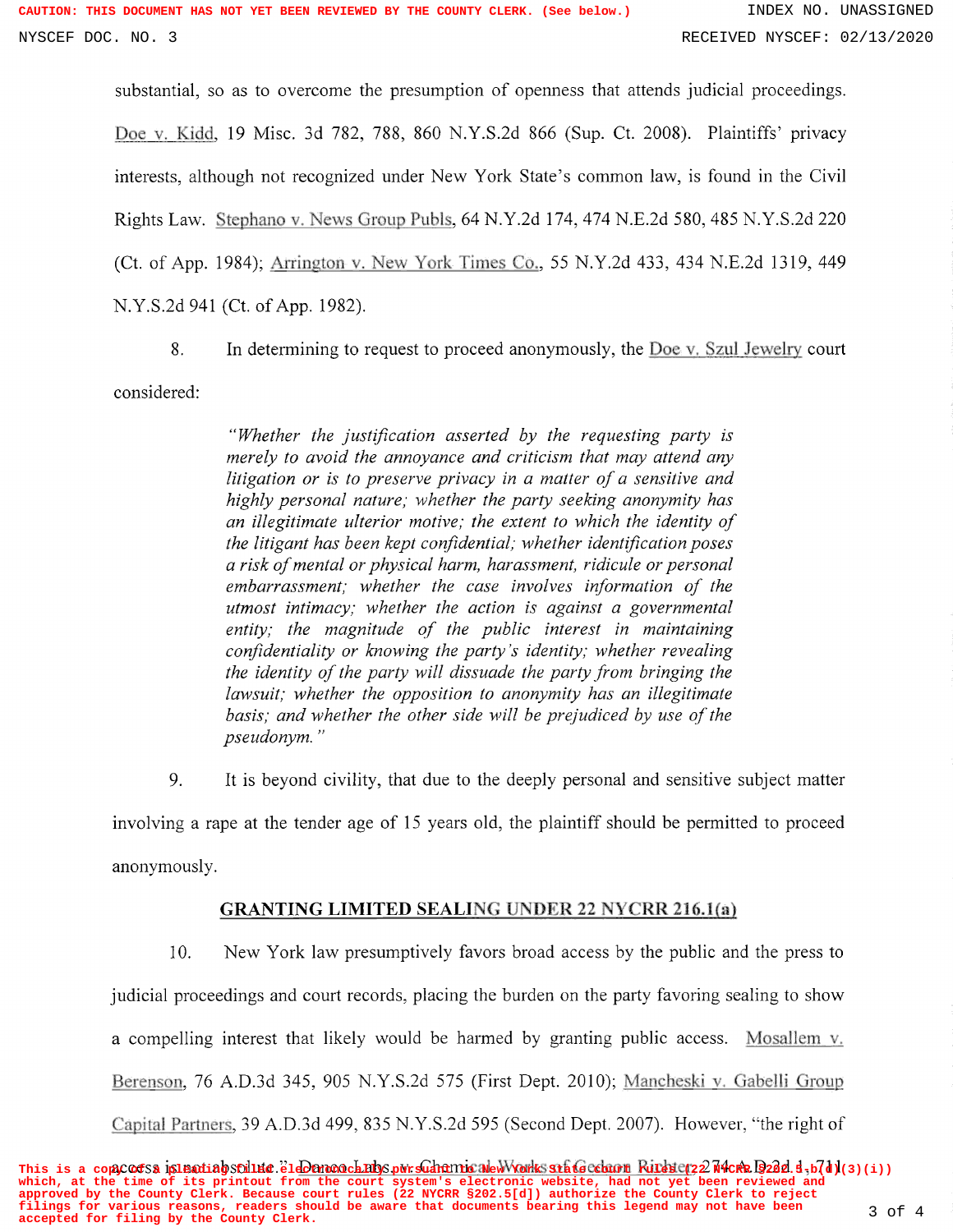substantial, so as to overcome the presumption of openness that attends judicial proceedings. Doe v. Kidd, 19 Misc. 3d 782, 788, 860 N.Y.S.2d 866 (Sup. Ct. 2008). Plaintiffs' privacy interests, although not recognized under New York State's common law, is found in the Civil Rights Law. Stephano v. News Group Publs, 64 N.Y.2d 174, 474 N.E.2d 580, 485 N.Y.S.2d 220 (Ct. of App. 1984); Arrington v. New York Times Co., 55 N.Y.2d 433, 434 N.E.2d 1319, 449 N.Y.S.2d 941 (Ct. of App. 1982).

8. In determining to request to proceed anonymously, the Doe v. Szul Jewelry court considered:

> *"Whether the justification asserted by the requesting party is merely to avoid the annoyance and criticism that may attend any litigation or is to preserve privacy in a matter of a sensitive and highly personal nature; whether the party seeking anonymity has an illegitimate ulterior motive; the extent to which the identity of the litigant has been kept confidential; whether identification poses a risk of mental or physical harm, harassment, ridicule or personal embarrassment; whether the case involves information of the utmost intimacy; whether the action is against a governmental entity; the magnitude of the public interest in maintaining confidentiality or knowing the party's identity; whether revealing the identity of the party will dissuade the party from bringing the lawsuit; whether the opposition to anonymity has an illegitimate basis; and whether the other side will be prejudiced by use of the pseudonym."*

9. It is beyond civility, that due to the deeply personal and sensitive subject matter involving a rape at the tender age of 15 years old, the plaintiff should be permitted to proceed anonymously.

## GRANTING LIMITED SEALING UNDER 22 NYCRR 216.1(a)

10. New York law presumptively favors broad access by the public and the press to judicial proceedings and court records, placing the burden on the party favoring sealing to show a compelling interest that likely would be harmed by granting public access. Mosallem v. Berenson, 76 A.D.3d 345, 905 N.Y.S.2d 575 (First Dept. 2010); Mancheski v. Gabelli Group Capital Partners, 39 A.D.3d 499, 835 N.Y.S.2d 595 (Second Dept. 2007). However, "the right of access is not absolute." Danco Labs. v. Chemical Works of Gedeon Richter, 274 A.D.2d 1, 7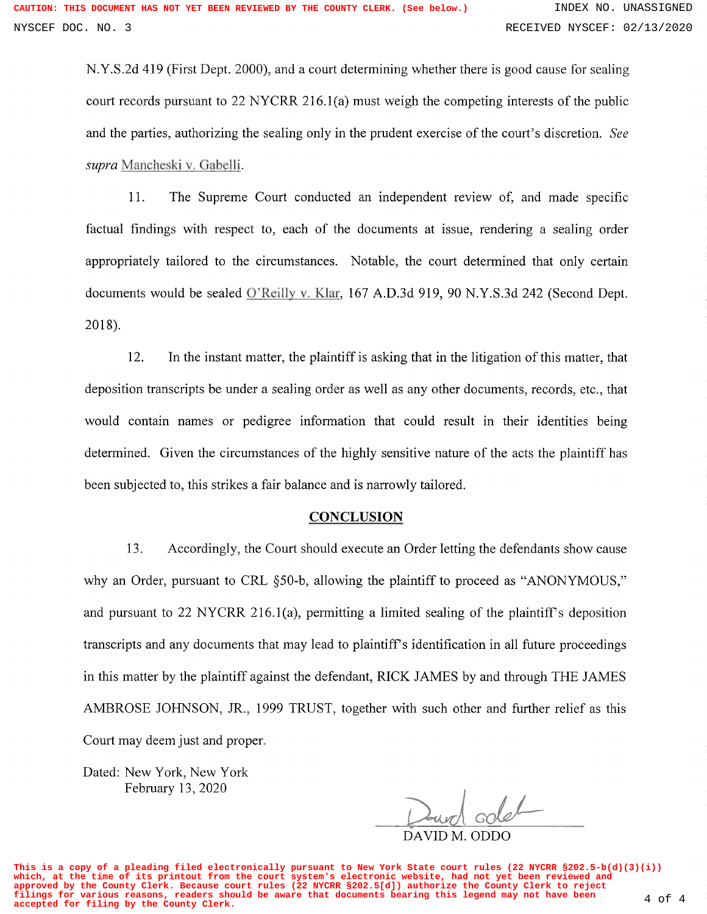N.Y.S.2d 419 (First Dept. 2000), and a court determining whether there is good cause for sealing court records pursuant to 22 NYCRR 216.1(a) must weigh the competing interests of the public and the parties, authorizing the sealing only in the prudent exercise of the court's discretion. *See supra* Mancheski v. Gabelli.

11. The Supreme Court conducted an independent review of, and made specific factual findings with respect to, each of the documents at issue, rendering a sealing order appropriately tailored to the circumstances. Notable, the court determined that only certain documents would be sealed O'Reilly v. Klar, 167 A.D.3d 919, 90 N.Y.S.3d 242 (Second Dept. 2018).

12. In the instant matter, the plaintiff is asking that in the litigation of this matter, that deposition transcripts be under a sealing order as well as any other documents, records, etc., that would contain names or pedigree information that could result in their identities being determined. Given the circumstances of the highly sensitive nature of the acts the plaintiff has been subjected to, this strikes a fair balance and is narrowly tailored.

## CONCLUSION

13. Accordingly, the Court should execute an Order letting the defendants show cause why an Order, pursuant to CRL §50-b, allowing the plaintiff to proceed as "ANONYMOUS," and pursuant to 22 NYCRR 216.1(a), permitting a limited sealing of the plaintiff's deposition transcripts and any documents that may lead to plaintiff's identification in all future proceedings in this matter by the plaintiff against the defendant, RICK JAMES by and through THE JAMES AMBROSE JOHNSON, JR., 1999 TRUST, together with such other and further relief as this Court may deem just and proper.

Dated: New York, New York
February 13, 2020

DAVID M. ODDO